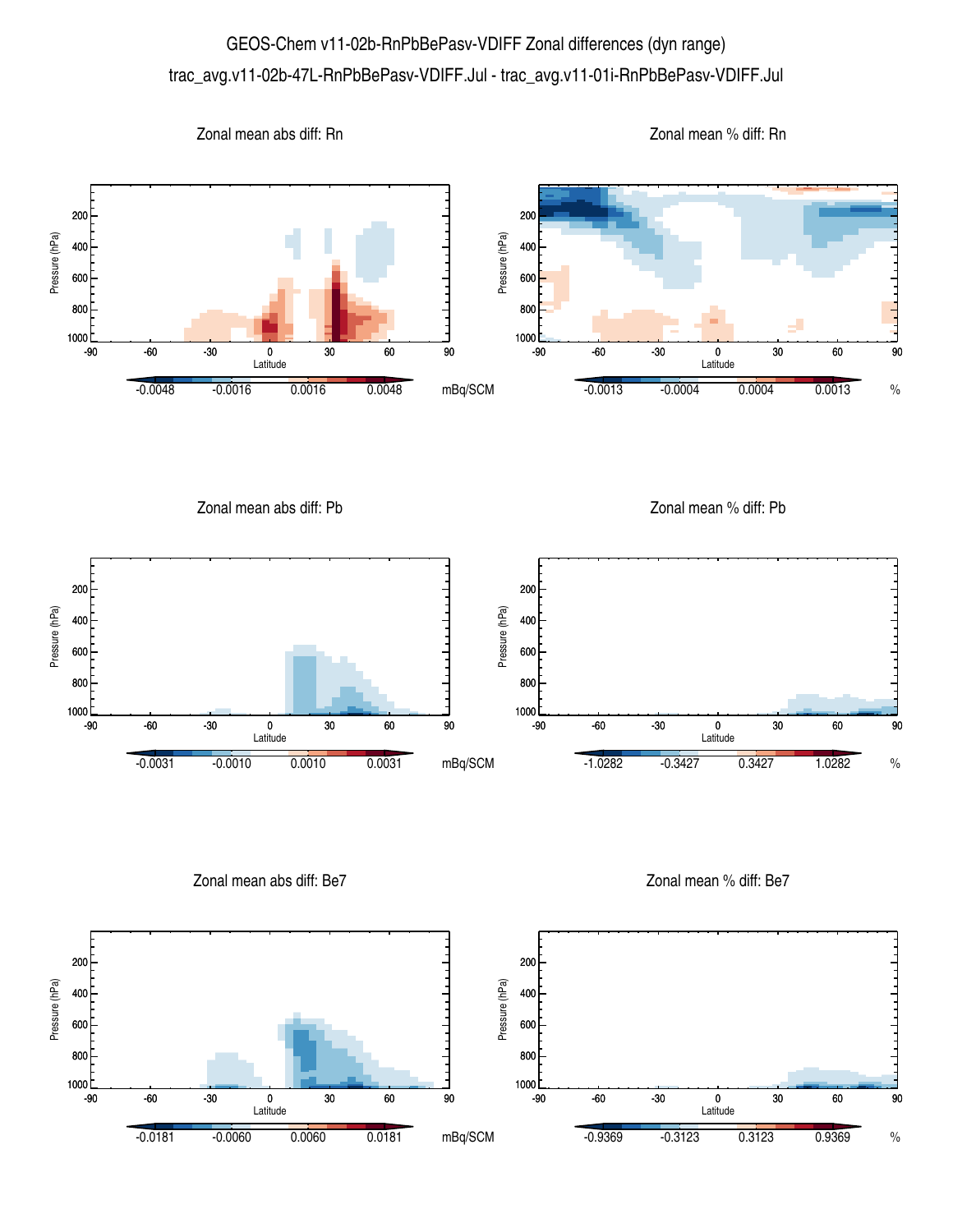# GEOS-Chem v11-02b-RnPbBePasv-VDIFF Zonal differences (dyn range)

trac_avg.v11-02b-47L-RnPbBePasv-VDIFF.Jul - trac_avg.v11-01i-RnPbBePasv-VDIFF.Jul

## Zonal mean abs diff: Rn

Pressure (hPa): 200, 400, 600, 800, 1000

Latitude: -90, -60, -30, 0, 30, 60, 90

Colorbar: -0.0048, -0.0016, 0.0016, 0.0048 mBq/SCM

## Zonal mean % diff: Rn

Pressure (hPa): 200, 400, 600, 800, 1000

Latitude: -90, -60, -30, 0, 30, 60, 90

Colorbar: -0.0013, -0.0004, 0.0004, 0.0013 %

## Zonal mean abs diff: Pb

Pressure (hPa): 200, 400, 600, 800, 1000

Latitude: -90, -60, -30, 0, 30, 60, 90

Colorbar: -0.0031, -0.0010, 0.0010, 0.0031 mBq/SCM

## Zonal mean % diff: Pb

Pressure (hPa): 200, 400, 600, 800, 1000

Latitude: -90, -60, -30, 0, 30, 60, 90

Colorbar: -1.0282, -0.3427, 0.3427, 1.0282 %

## Zonal mean abs diff: Be7

Pressure (hPa): 200, 400, 600, 800, 1000

Latitude: -90, -60, -30, 0, 30, 60, 90

Colorbar: -0.0181, -0.0060, 0.0060, 0.0181 mBq/SCM

## Zonal mean % diff: Be7

Pressure (hPa): 200, 400, 600, 800, 1000

Latitude: -90, -60, -30, 0, 30, 60, 90

Colorbar: -0.9369, -0.3123, 0.3123, 0.9369 %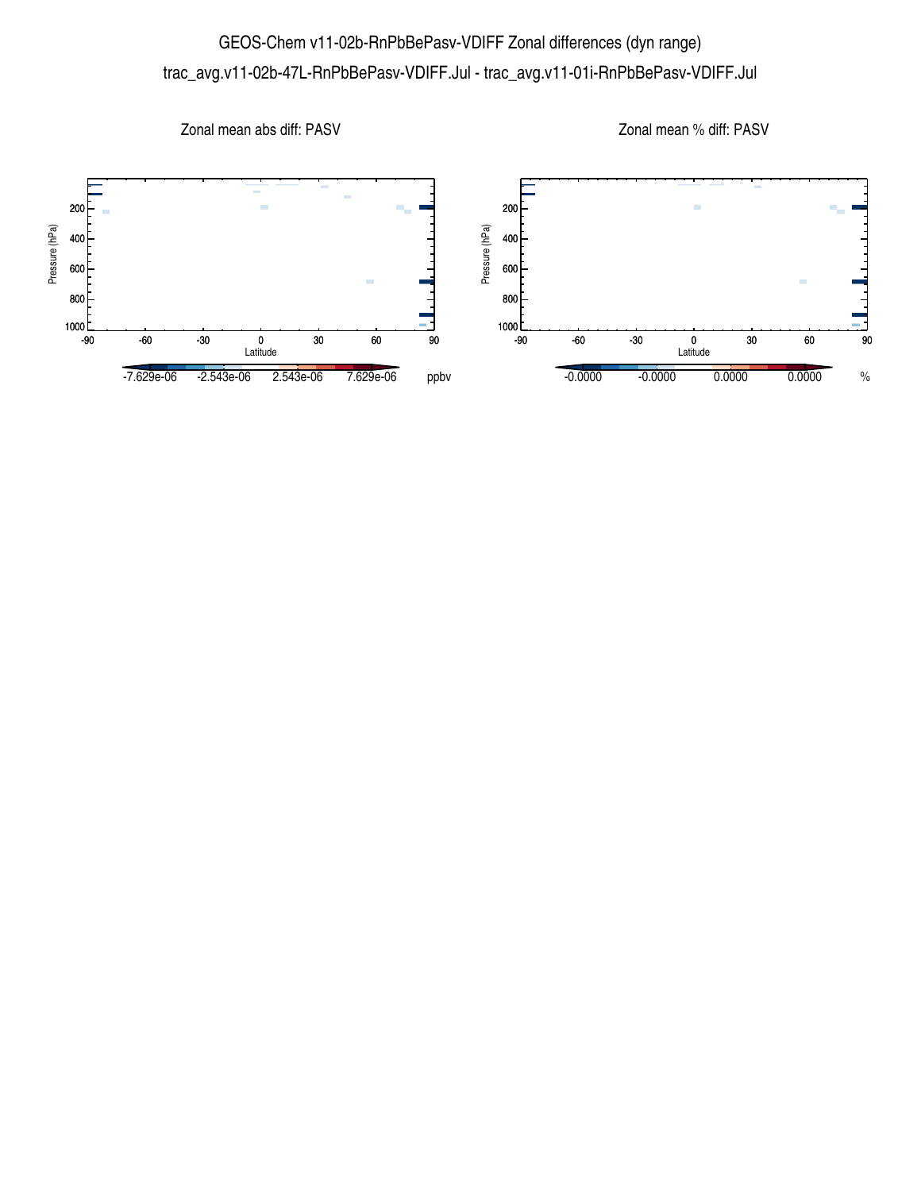GEOS-Chem v11-02b-RnPbBePasv-VDIFF Zonal differences (dyn range)

trac_avg.v11-02b-47L-RnPbBePasv-VDIFF.Jul - trac_avg.v11-01i-RnPbBePasv-VDIFF.Jul

Zonal mean abs diff: PASV

Pressure (hPa)

200
400
600
800
1000

-90 -60 -30 0 30 60 90

Latitude

-7.629e-06 -2.543e-06 2.543e-06 7.629e-06 ppbv

Zonal mean % diff: PASV

Pressure (hPa)

200
400
600
800
1000

-90 -60 -30 0 30 60 90

Latitude

-0.0000 -0.0000 0.0000 0.0000 %